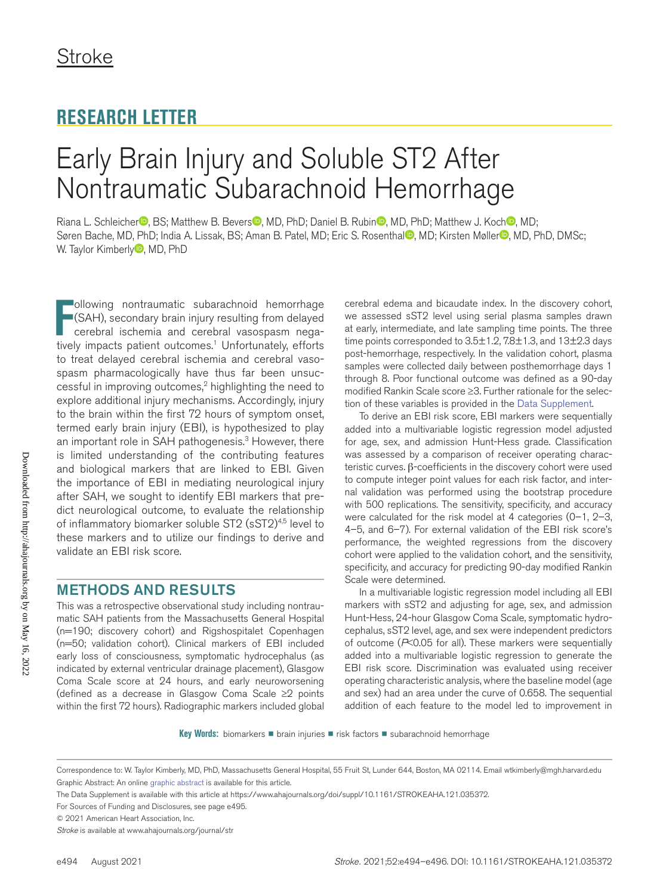Stroke

## RESEARCH LETTER

# Early Brain Injury and Soluble ST2 After Nontraumatic Subarachnoid Hemorrhage

Riana L. Schleicher, BS; Matthew B. Bevers, MD, PhD; Daniel B. Rubin, MD, PhD; Matthew J. Koch, MD; Søren Bache, MD, PhD; India A. Lissak, BS; Aman B. Patel, MD; Eric S. Rosenthal, MD; Kirsten Møller, MD, PhD, DMSc; W. Taylor Kimberly, MD, PhD

Following nontraumatic subarachnoid hemorrhage (SAH), secondary brain injury resulting from delayed cerebral ischemia and cerebral vasospasm negatively impacts patient outcomes.[1] Unfortunately, efforts to treat delayed cerebral ischemia and cerebral vasospasm pharmacologically have thus far been unsuccessful in improving outcomes,[2] highlighting the need to explore additional injury mechanisms. Accordingly, injury to the brain within the first 72 hours of symptom onset, termed early brain injury (EBI), is hypothesized to play an important role in SAH pathogenesis.[3] However, there is limited understanding of the contributing features and biological markers that are linked to EBI. Given the importance of EBI in mediating neurological injury after SAH, we sought to identify EBI markers that predict neurological outcome, to evaluate the relationship of inflammatory biomarker soluble ST2 (sST2)[4,5] level to these markers and to utilize our findings to derive and validate an EBI risk score.

## METHODS AND RESULTS

This was a retrospective observational study including nontraumatic SAH patients from the Massachusetts General Hospital (n=190; discovery cohort) and Rigshospitalet Copenhagen (n=50; validation cohort). Clinical markers of EBI included early loss of consciousness, symptomatic hydrocephalus (as indicated by external ventricular drainage placement), Glasgow Coma Scale score at 24 hours, and early neuroworsening (defined as a decrease in Glasgow Coma Scale ≥2 points within the first 72 hours). Radiographic markers included global cerebral edema and bicaudate index. In the discovery cohort, we assessed sST2 level using serial plasma samples drawn at early, intermediate, and late sampling time points. The three time points corresponded to 3.5±1.2, 7.8±1.3, and 13±2.3 days post-hemorrhage, respectively. In the validation cohort, plasma samples were collected daily between posthemorrhage days 1 through 8. Poor functional outcome was defined as a 90-day modified Rankin Scale score ≥3. Further rationale for the selection of these variables is provided in the Data Supplement.

To derive an EBI risk score, EBI markers were sequentially added into a multivariable logistic regression model adjusted for age, sex, and admission Hunt-Hess grade. Classification was assessed by a comparison of receiver operating characteristic curves. β-coefficients in the discovery cohort were used to compute integer point values for each risk factor, and internal validation was performed using the bootstrap procedure with 500 replications. The sensitivity, specificity, and accuracy were calculated for the risk model at 4 categories (0–1, 2–3, 4–5, and 6–7). For external validation of the EBI risk score's performance, the weighted regressions from the discovery cohort were applied to the validation cohort, and the sensitivity, specificity, and accuracy for predicting 90-day modified Rankin Scale were determined.

In a multivariable logistic regression model including all EBI markers with sST2 and adjusting for age, sex, and admission Hunt-Hess, 24-hour Glasgow Coma Scale, symptomatic hydrocephalus, sST2 level, age, and sex were independent predictors of outcome ($P<0.05$ for all). These markers were sequentially added into a multivariable logistic regression to generate the EBI risk score. Discrimination was evaluated using receiver operating characteristic analysis, where the baseline model (age and sex) had an area under the curve of 0.658. The sequential addition of each feature to the model led to improvement in

**Key Words:** biomarkers ■ brain injuries ■ risk factors ■ subarachnoid hemorrhage

Correspondence to: W. Taylor Kimberly, MD, PhD, Massachusetts General Hospital, 55 Fruit St, Lunder 644, Boston, MA 02114. Email wtkimberly@mgh.harvard.edu

Graphic Abstract: An online graphic abstract is available for this article.

The Data Supplement is available with this article at https://www.ahajournals.org/doi/suppl/10.1161/STROKEAHA.121.035372.

For Sources of Funding and Disclosures, see page e495.

© 2021 American Heart Association, Inc.

*Stroke* is available at www.ahajournals.org/journal/str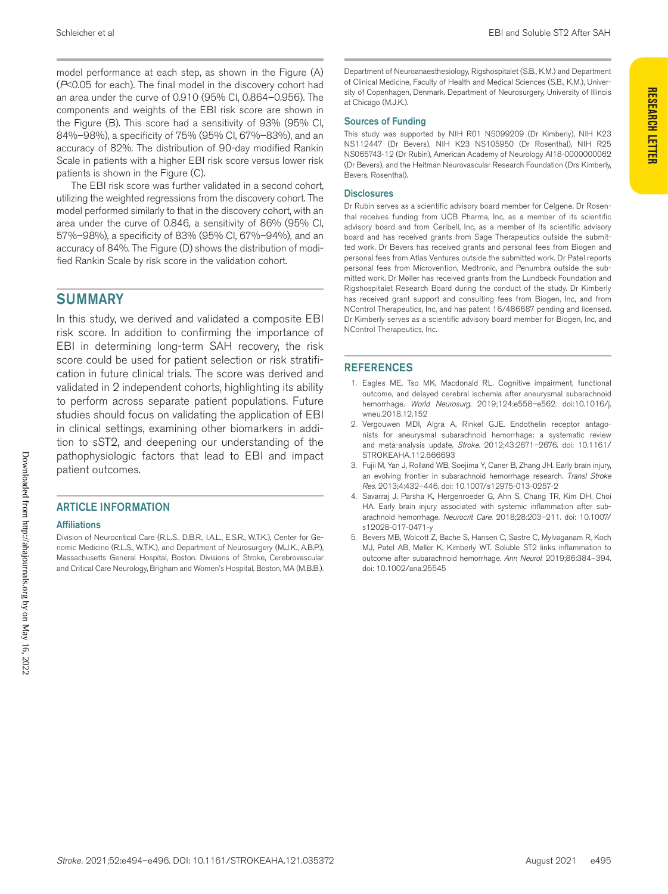model performance at each step, as shown in the Figure (A) ($P<0.05$ for each). The final model in the discovery cohort had an area under the curve of 0.910 (95% CI, 0.864–0.956). The components and weights of the EBI risk score are shown in the Figure (B). This score had a sensitivity of 93% (95% CI, 84%–98%), a specificity of 75% (95% CI, 67%–83%), and an accuracy of 82%. The distribution of 90-day modified Rankin Scale in patients with a higher EBI risk score versus lower risk patients is shown in the Figure (C).

The EBI risk score was further validated in a second cohort, utilizing the weighted regressions from the discovery cohort. The model performed similarly to that in the discovery cohort, with an area under the curve of 0.846, a sensitivity of 86% (95% CI, 57%–98%), a specificity of 83% (95% CI, 67%–94%), and an accuracy of 84%. The Figure (D) shows the distribution of modified Rankin Scale by risk score in the validation cohort.

## SUMMARY

In this study, we derived and validated a composite EBI risk score. In addition to confirming the importance of EBI in determining long-term SAH recovery, the risk score could be used for patient selection or risk stratification in future clinical trials. The score was derived and validated in 2 independent cohorts, highlighting its ability to perform across separate patient populations. Future studies should focus on validating the application of EBI in clinical settings, examining other biomarkers in addition to sST2, and deepening our understanding of the pathophysiologic factors that lead to EBI and impact patient outcomes.

## ARTICLE INFORMATION

### Affiliations

Division of Neurocritical Care (R.L.S., D.B.R., I.A.L., E.S.R., W.T.K.), Center for Genomic Medicine (R.L.S., W.T.K.), and Department of Neurosurgery (M.J.K., A.B.P.), Massachusetts General Hospital, Boston. Divisions of Stroke, Cerebrovascular and Critical Care Neurology, Brigham and Women's Hospital, Boston, MA (M.B.B.). Department of Neuroanaesthesiology, Rigshospitalet (S.B., K.M.) and Department of Clinical Medicine, Faculty of Health and Medical Sciences (S.B., K.M.), University of Copenhagen, Denmark. Department of Neurosurgery, University of Illinois at Chicago (M.J.K.).

### Sources of Funding

This study was supported by NIH R01 NS099209 (Dr Kimberly), NIH K23 NS112447 (Dr Bevers), NIH K23 NS105950 (Dr Rosenthal), NIH R25 NS065743-12 (Dr Rubin), American Academy of Neurology AI18-0000000062 (Dr Bevers), and the Heitman Neurovascular Research Foundation (Drs Kimberly, Bevers, Rosenthal).

### Disclosures

Dr Rubin serves as a scientific advisory board member for Celgene. Dr Rosenthal receives funding from UCB Pharma, Inc, as a member of its scientific advisory board and from Ceribell, Inc, as a member of its scientific advisory board and has received grants from Sage Therapeutics outside the submitted work. Dr Bevers has received grants and personal fees from Biogen and personal fees from Atlas Ventures outside the submitted work. Dr Patel reports personal fees from Microvention, Medtronic, and Penumbra outside the submitted work. Dr Møller has received grants from the Lundbeck Foundation and Rigshospitalet Research Board during the conduct of the study. Dr Kimberly has received grant support and consulting fees from Biogen, Inc, and from NControl Therapeutics, Inc, and has patent 16/486687 pending and licensed. Dr Kimberly serves as a scientific advisory board member for Biogen, Inc, and NControl Therapeutics, Inc.

## REFERENCES

1. Eagles ME, Tso MK, Macdonald RL. Cognitive impairment, functional outcome, and delayed cerebral ischemia after aneurysmal subarachnoid hemorrhage. *World Neurosurg*. 2019;124:e558–e562. doi:10.1016/j.wneu.2018.12.152
2. Vergouwen MDI, Algra A, Rinkel GJE. Endothelin receptor antagonists for aneurysmal subarachnoid hemorrhage: a systematic review and meta-analysis update. *Stroke*. 2012;43:2671–2676. doi: 10.1161/STROKEAHA.112.666693
3. Fujii M, Yan J, Rolland WB, Soejima Y, Caner B, Zhang JH. Early brain injury, an evolving frontier in subarachnoid hemorrhage research. *Transl Stroke Res*. 2013;4:432–446. doi: 10.1007/s12975-013-0257-2
4. Savarraj J, Parsha K, Hergenroeder G, Ahn S, Chang TR, Kim DH, Choi HA. Early brain injury associated with systemic inflammation after subarachnoid hemorrhage. *Neurocrit Care*. 2018;28:203–211. doi: 10.1007/s12028-017-0471-y
5. Bevers MB, Wolcott Z, Bache S, Hansen C, Sastre C, Mylvaganam R, Koch MJ, Patel AB, Møller K, Kimberly WT. Soluble ST2 links inflammation to outcome after subarachnoid hemorrhage. *Ann Neurol*. 2019;86:384–394. doi: 10.1002/ana.25545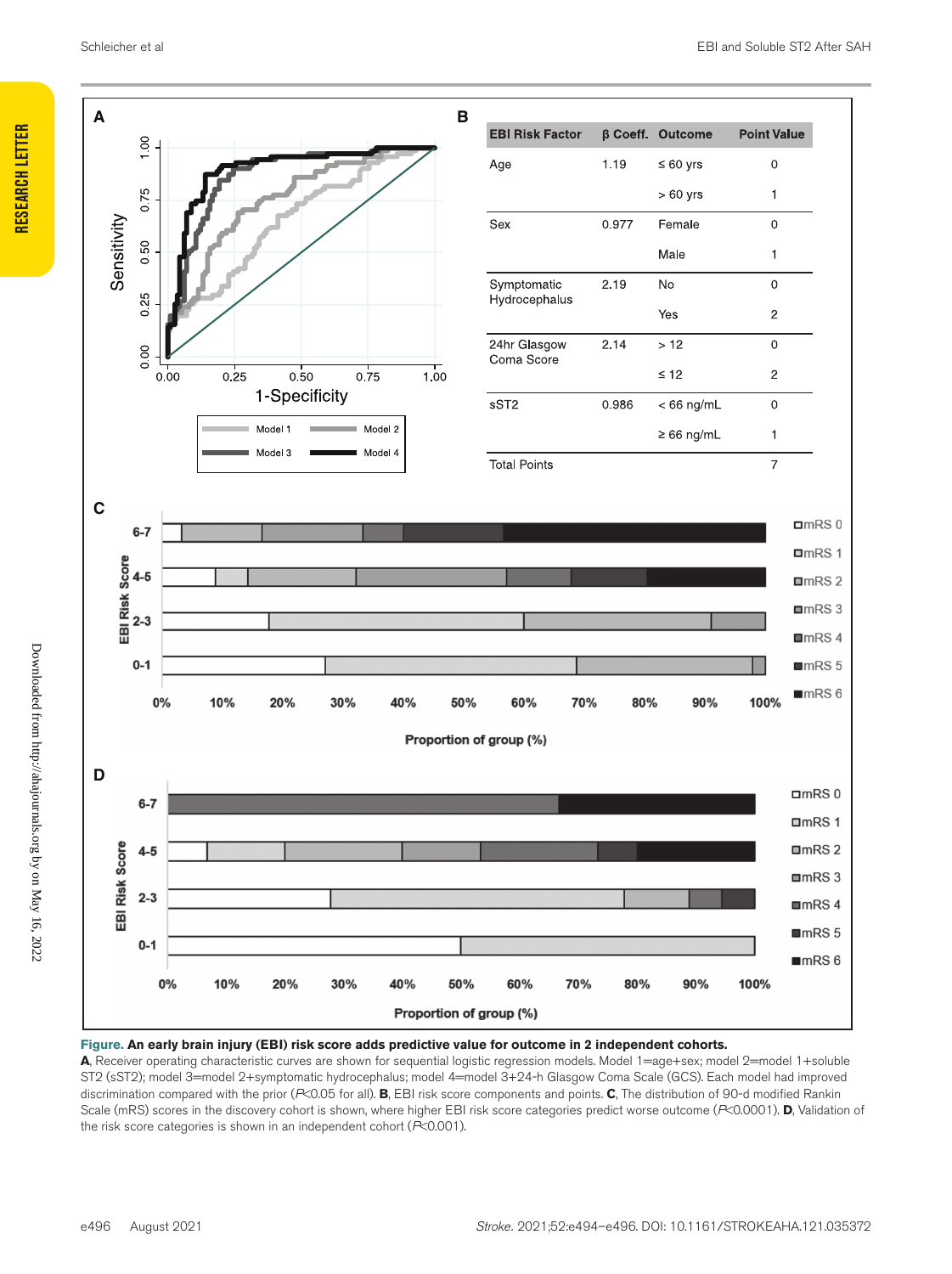A

Sensitivity

0.00 0.25 0.50 0.75 1.00

0.00 0.25 0.50 0.75 1.00

1-Specificity

Model 1 Model 2 Model 3 Model 4

B

| EBI Risk Factor | β Coeff. | Outcome | Point Value |
| --- | --- | --- | --- |
| Age | 1.19 | ≤ 60 yrs | 0 |
| | | > 60 yrs | 1 |
| Sex | 0.977 | Female | 0 |
| | | Male | 1 |
| Symptomatic Hydrocephalus | 2.19 | No | 0 |
| | | Yes | 2 |
| 24hr Glasgow Coma Score | 2.14 | > 12 | 0 |
| | | ≤ 12 | 2 |
| sST2 | 0.986 | < 66 ng/mL | 0 |
| | | ≥ 66 ng/mL | 1 |
| Total Points | | | 7 |

C

EBI Risk Score

6-7

4-5

2-3

0-1

0% 10% 20% 30% 40% 50% 60% 70% 80% 90% 100%

Proportion of group (%)

mRS 0 mRS 1 mRS 2 mRS 3 mRS 4 mRS 5 mRS 6

D

EBI Risk Score

6-7

4-5

2-3

0-1

0% 10% 20% 30% 40% 50% 60% 70% 80% 90% 100%

Proportion of group (%)

mRS 0 mRS 1 mRS 2 mRS 3 mRS 4 mRS 5 mRS 6

**Figure. An early brain injury (EBI) risk score adds predictive value for outcome in 2 independent cohorts.**

**A**, Receiver operating characteristic curves are shown for sequential logistic regression models. Model 1=age+sex; model 2=model 1+soluble ST2 (sST2); model 3=model 2+symptomatic hydrocephalus; model 4=model 3+24-h Glasgow Coma Scale (GCS). Each model had improved discrimination compared with the prior ($P$<0.05 for all). **B**, EBI risk score components and points. **C**, The distribution of 90-d modified Rankin Scale (mRS) scores in the discovery cohort is shown, where higher EBI risk score categories predict worse outcome ($P$<0.0001). **D**, Validation of the risk score categories is shown in an independent cohort ($P$<0.001).